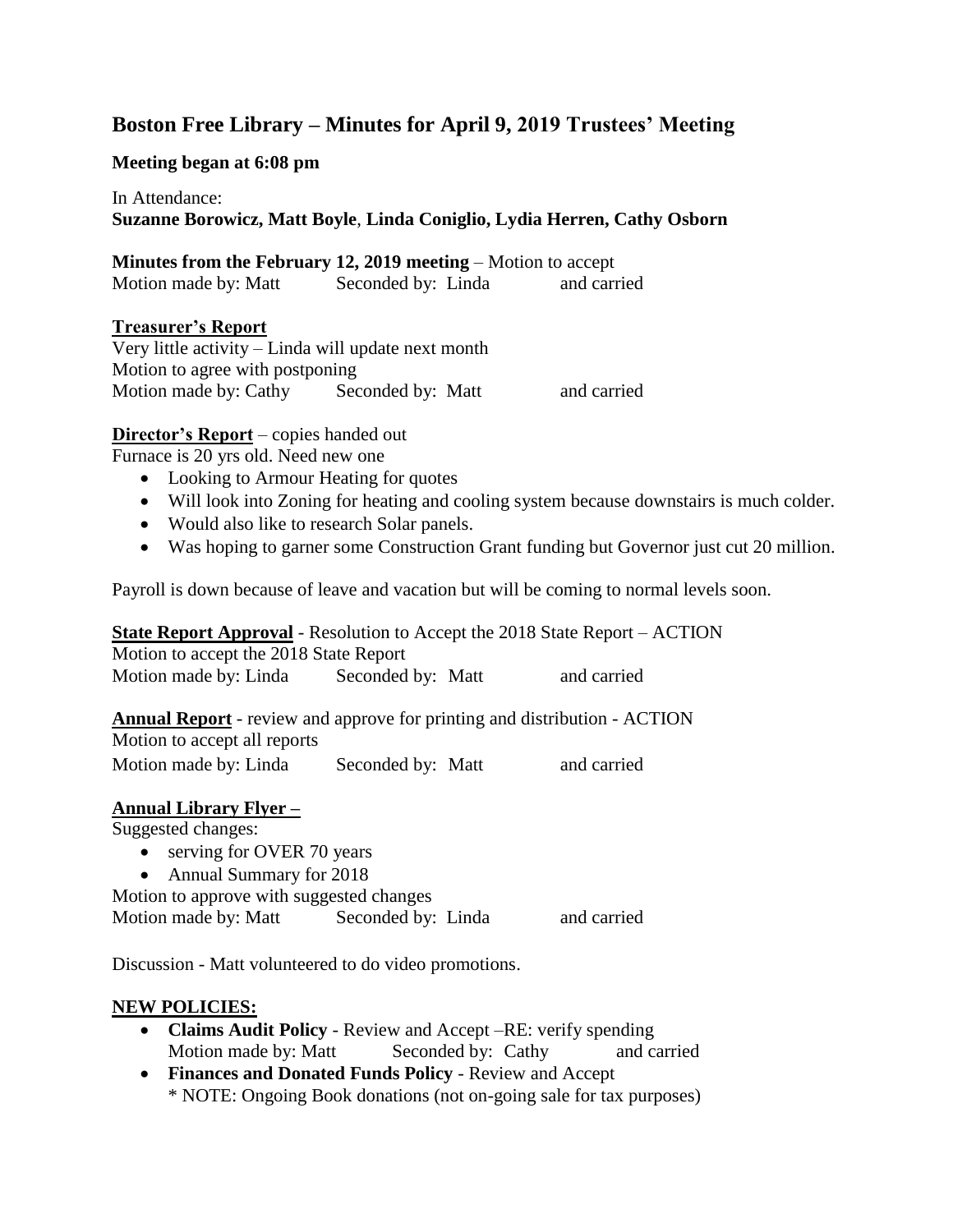# Boston Free Library – Minutes for April 9, 2019 Trustees' Meeting

**Meeting began at 6:08 pm**

In Attendance:
**Suzanne Borowicz, Matt Boyle**, **Linda Coniglio, Lydia Herren, Cathy Osborn**

**Minutes from the February 12, 2019 meeting** – Motion to accept
Motion made by: Matt    Seconded by: Linda    and carried

**Treasurer's Report**
Very little activity – Linda will update next month
Motion to agree with postponing
Motion made by: Cathy    Seconded by: Matt    and carried

**Director's Report** – copies handed out
Furnace is 20 yrs old. Need new one

- Looking to Armour Heating for quotes
- Will look into Zoning for heating and cooling system because downstairs is much colder.
- Would also like to research Solar panels.
- Was hoping to garner some Construction Grant funding but Governor just cut 20 million.

Payroll is down because of leave and vacation but will be coming to normal levels soon.

**State Report Approval** - Resolution to Accept the 2018 State Report – ACTION
Motion to accept the 2018 State Report
Motion made by: Linda    Seconded by: Matt    and carried

**Annual Report** - review and approve for printing and distribution - ACTION
Motion to accept all reports
Motion made by: Linda    Seconded by: Matt    and carried

**Annual Library Flyer –**
Suggested changes:

- serving for OVER 70 years
- Annual Summary for 2018

Motion to approve with suggested changes
Motion made by: Matt    Seconded by: Linda    and carried

Discussion - Matt volunteered to do video promotions.

**NEW POLICIES:**

- **Claims Audit Policy** - Review and Accept –RE: verify spending
  Motion made by: Matt    Seconded by: Cathy    and carried
- **Finances and Donated Funds Policy** - Review and Accept
  * NOTE: Ongoing Book donations (not on-going sale for tax purposes)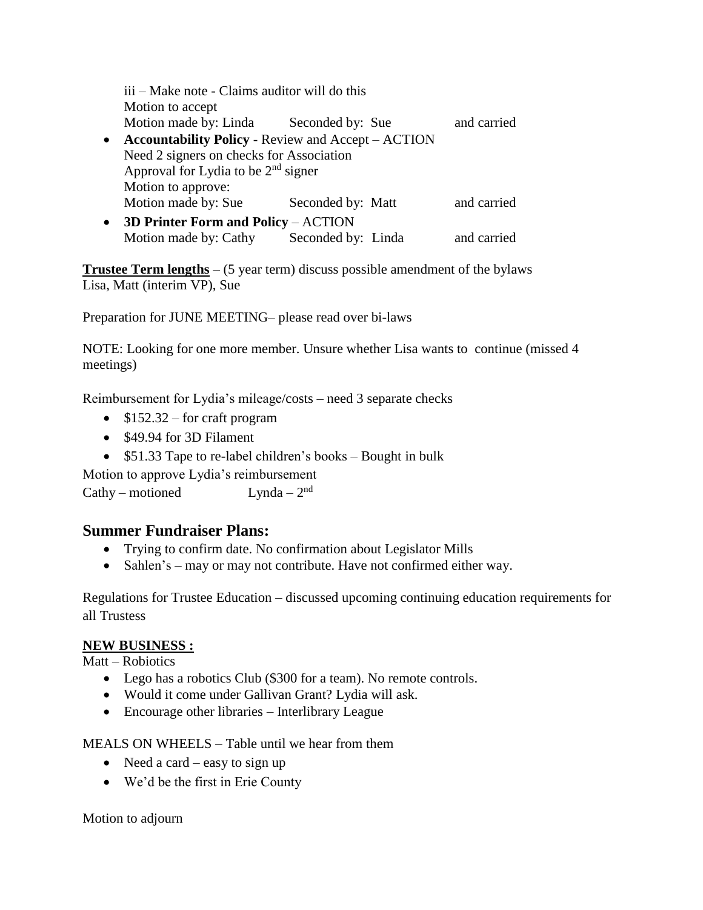iii – Make note - Claims auditor will do this
Motion to accept
Motion made by: Linda Seconded by: Sue and carried

- **Accountability Policy** - Review and Accept – ACTION
  Need 2 signers on checks for Association
  Approval for Lydia to be 2nd signer
  Motion to approve:
  Motion made by: Sue Seconded by: Matt and carried
- **3D Printer Form and Policy** – ACTION
  Motion made by: Cathy Seconded by: Linda and carried

**<u>Trustee Term lengths</u>** – (5 year term) discuss possible amendment of the bylaws
Lisa, Matt (interim VP), Sue

Preparation for JUNE MEETING– please read over bi-laws

NOTE: Looking for one more member. Unsure whether Lisa wants to continue (missed 4 meetings)

Reimbursement for Lydia's mileage/costs – need 3 separate checks

- $152.32 – for craft program
- $49.94 for 3D Filament
- $51.33 Tape to re-label children's books – Bought in bulk

Motion to approve Lydia's reimbursement
Cathy – motioned Lynda – 2nd

## Summer Fundraiser Plans:

- Trying to confirm date. No confirmation about Legislator Mills
- Sahlen's – may or may not contribute. Have not confirmed either way.

Regulations for Trustee Education – discussed upcoming continuing education requirements for all Trustess

**<u>NEW BUSINESS :</u>**

Matt – Robiotics

- Lego has a robotics Club ($300 for a team). No remote controls.
- Would it come under Gallivan Grant? Lydia will ask.
- Encourage other libraries – Interlibrary League

MEALS ON WHEELS – Table until we hear from them

- Need a card – easy to sign up
- We'd be the first in Erie County

Motion to adjourn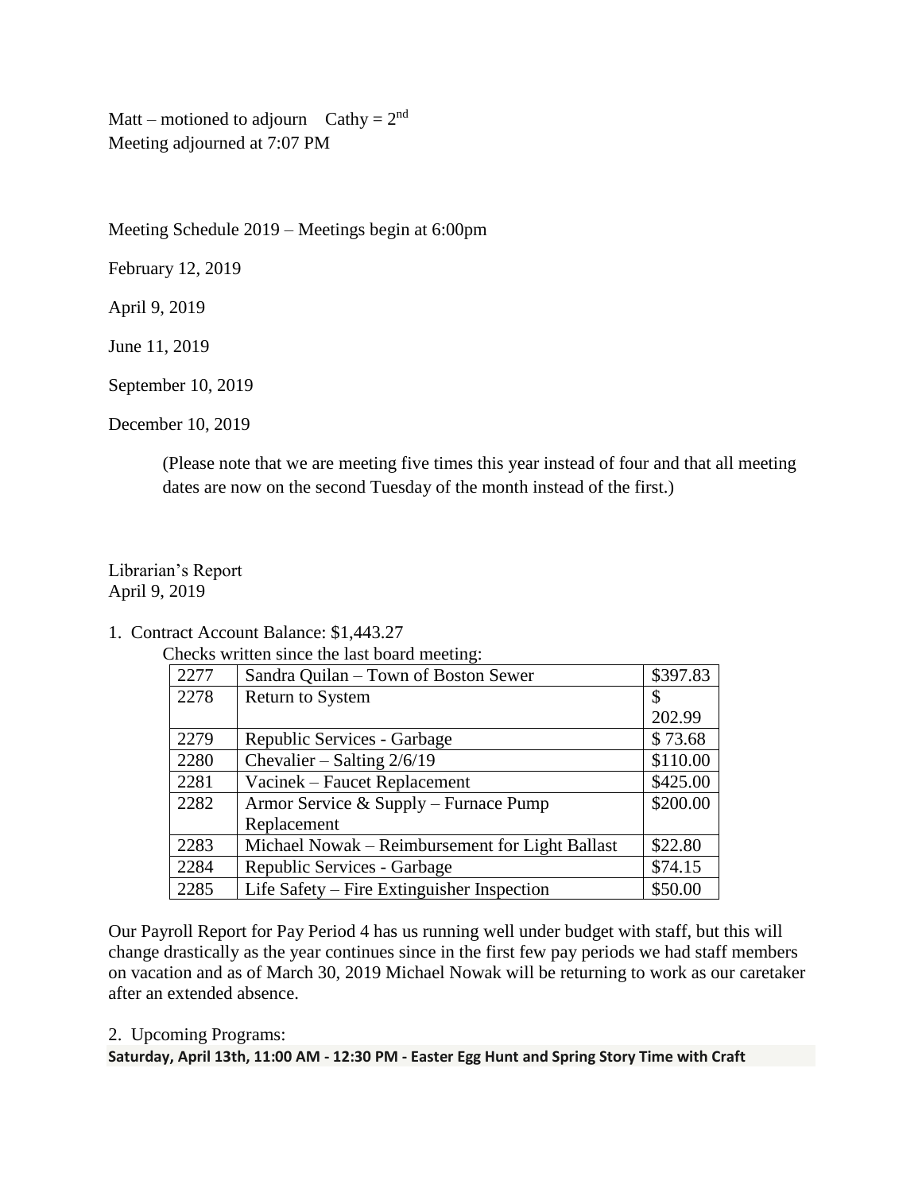Matt – motioned to adjourn  Cathy = 2nd
Meeting adjourned at 7:07 PM

Meeting Schedule 2019 – Meetings begin at 6:00pm

February 12, 2019

April 9, 2019

June 11, 2019

September 10, 2019

December 10, 2019

> (Please note that we are meeting five times this year instead of four and that all meeting dates are now on the second Tuesday of the month instead of the first.)

Librarian's Report
April 9, 2019

1. Contract Account Balance: $1,443.27

   Checks written since the last board meeting:

| | | |
|---|---|---|
| 2277 | Sandra Quilan – Town of Boston Sewer | $397.83 |
| 2278 | Return to System | $ 202.99 |
| 2279 | Republic Services - Garbage | $ 73.68 |
| 2280 | Chevalier – Salting 2/6/19 | $110.00 |
| 2281 | Vacinek – Faucet Replacement | $425.00 |
| 2282 | Armor Service & Supply – Furnace Pump Replacement | $200.00 |
| 2283 | Michael Nowak – Reimbursement for Light Ballast | $22.80 |
| 2284 | Republic Services - Garbage | $74.15 |
| 2285 | Life Safety – Fire Extinguisher Inspection | $50.00 |

Our Payroll Report for Pay Period 4 has us running well under budget with staff, but this will change drastically as the year continues since in the first few pay periods we had staff members on vacation and as of March 30, 2019 Michael Nowak will be returning to work as our caretaker after an extended absence.

2. Upcoming Programs:

**Saturday, April 13th, 11:00 AM - 12:30 PM - Easter Egg Hunt and Spring Story Time with Craft**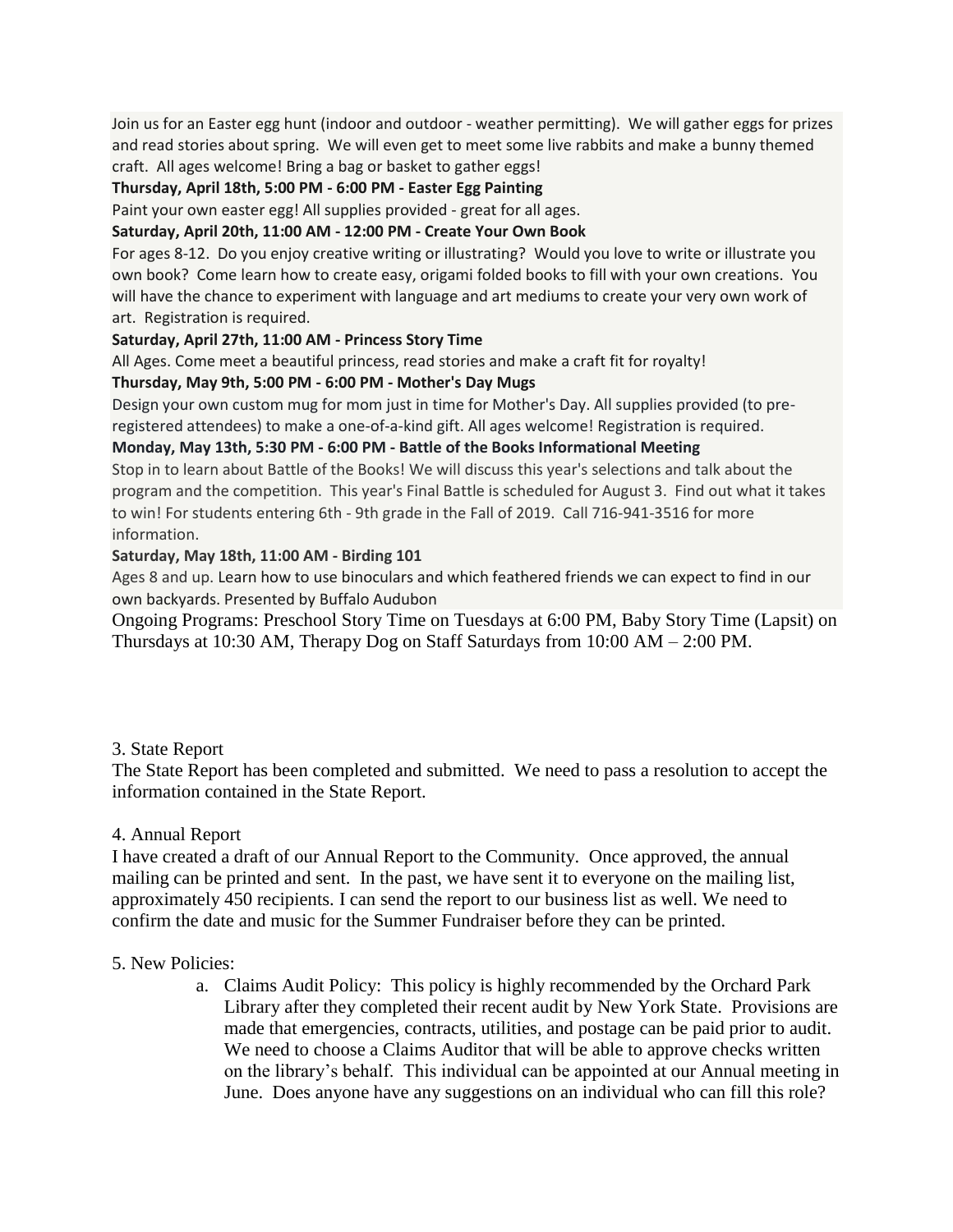Join us for an Easter egg hunt (indoor and outdoor - weather permitting). We will gather eggs for prizes and read stories about spring. We will even get to meet some live rabbits and make a bunny themed craft. All ages welcome! Bring a bag or basket to gather eggs!

**Thursday, April 18th, 5:00 PM - 6:00 PM - Easter Egg Painting**

Paint your own easter egg! All supplies provided - great for all ages.

**Saturday, April 20th, 11:00 AM - 12:00 PM - Create Your Own Book**

For ages 8-12. Do you enjoy creative writing or illustrating? Would you love to write or illustrate you own book? Come learn how to create easy, origami folded books to fill with your own creations. You will have the chance to experiment with language and art mediums to create your very own work of art. Registration is required.

**Saturday, April 27th, 11:00 AM - Princess Story Time**

All Ages. Come meet a beautiful princess, read stories and make a craft fit for royalty!

**Thursday, May 9th, 5:00 PM - 6:00 PM - Mother's Day Mugs**

Design your own custom mug for mom just in time for Mother's Day. All supplies provided (to pre-registered attendees) to make a one-of-a-kind gift. All ages welcome! Registration is required.

**Monday, May 13th, 5:30 PM - 6:00 PM - Battle of the Books Informational Meeting**

Stop in to learn about Battle of the Books! We will discuss this year's selections and talk about the program and the competition. This year's Final Battle is scheduled for August 3. Find out what it takes to win! For students entering 6th - 9th grade in the Fall of 2019. Call 716-941-3516 for more information.

**Saturday, May 18th, 11:00 AM - Birding 101**

Ages 8 and up. Learn how to use binoculars and which feathered friends we can expect to find in our own backyards. Presented by Buffalo Audubon

Ongoing Programs: Preschool Story Time on Tuesdays at 6:00 PM, Baby Story Time (Lapsit) on Thursdays at 10:30 AM, Therapy Dog on Staff Saturdays from 10:00 AM – 2:00 PM.

3. State Report

The State Report has been completed and submitted. We need to pass a resolution to accept the information contained in the State Report.

4. Annual Report

I have created a draft of our Annual Report to the Community. Once approved, the annual mailing can be printed and sent. In the past, we have sent it to everyone on the mailing list, approximately 450 recipients. I can send the report to our business list as well. We need to confirm the date and music for the Summer Fundraiser before they can be printed.

5. New Policies:

a. Claims Audit Policy: This policy is highly recommended by the Orchard Park Library after they completed their recent audit by New York State. Provisions are made that emergencies, contracts, utilities, and postage can be paid prior to audit. We need to choose a Claims Auditor that will be able to approve checks written on the library's behalf. This individual can be appointed at our Annual meeting in June. Does anyone have any suggestions on an individual who can fill this role?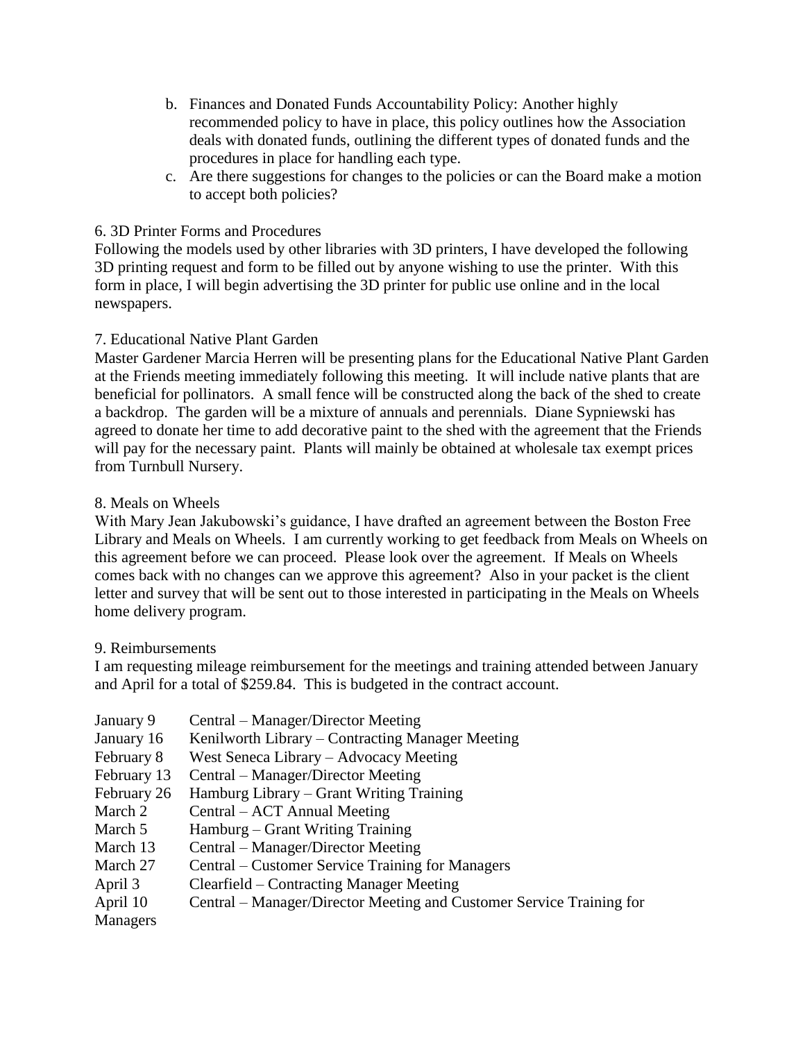b. Finances and Donated Funds Accountability Policy: Another highly recommended policy to have in place, this policy outlines how the Association deals with donated funds, outlining the different types of donated funds and the procedures in place for handling each type.

c. Are there suggestions for changes to the policies or can the Board make a motion to accept both policies?

6. 3D Printer Forms and Procedures

Following the models used by other libraries with 3D printers, I have developed the following 3D printing request and form to be filled out by anyone wishing to use the printer. With this form in place, I will begin advertising the 3D printer for public use online and in the local newspapers.

7. Educational Native Plant Garden

Master Gardener Marcia Herren will be presenting plans for the Educational Native Plant Garden at the Friends meeting immediately following this meeting. It will include native plants that are beneficial for pollinators. A small fence will be constructed along the back of the shed to create a backdrop. The garden will be a mixture of annuals and perennials. Diane Sypniewski has agreed to donate her time to add decorative paint to the shed with the agreement that the Friends will pay for the necessary paint. Plants will mainly be obtained at wholesale tax exempt prices from Turnbull Nursery.

8. Meals on Wheels

With Mary Jean Jakubowski's guidance, I have drafted an agreement between the Boston Free Library and Meals on Wheels. I am currently working to get feedback from Meals on Wheels on this agreement before we can proceed. Please look over the agreement. If Meals on Wheels comes back with no changes can we approve this agreement? Also in your packet is the client letter and survey that will be sent out to those interested in participating in the Meals on Wheels home delivery program.

9. Reimbursements

I am requesting mileage reimbursement for the meetings and training attended between January and April for a total of $259.84. This is budgeted in the contract account.

| | |
|---|---|
| January 9 | Central – Manager/Director Meeting |
| January 16 | Kenilworth Library – Contracting Manager Meeting |
| February 8 | West Seneca Library – Advocacy Meeting |
| February 13 | Central – Manager/Director Meeting |
| February 26 | Hamburg Library – Grant Writing Training |
| March 2 | Central – ACT Annual Meeting |
| March 5 | Hamburg – Grant Writing Training |
| March 13 | Central – Manager/Director Meeting |
| March 27 | Central – Customer Service Training for Managers |
| April 3 | Clearfield – Contracting Manager Meeting |
| April 10 | Central – Manager/Director Meeting and Customer Service Training for Managers |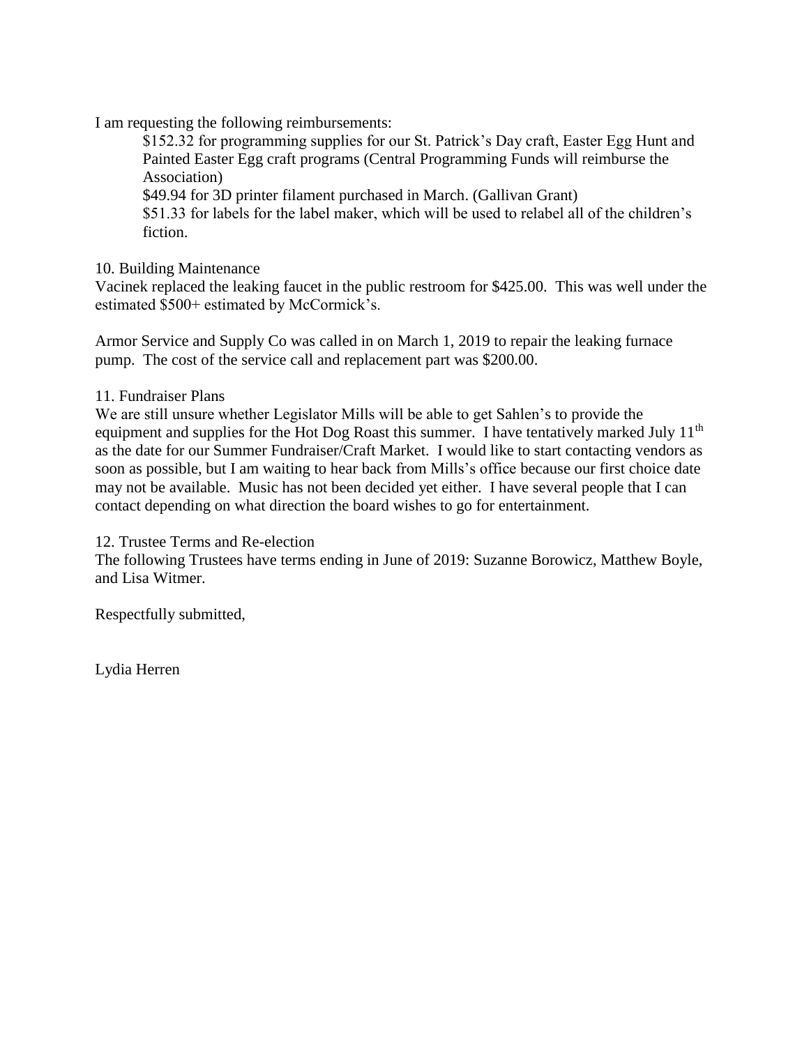I am requesting the following reimbursements:

> $152.32 for programming supplies for our St. Patrick's Day craft, Easter Egg Hunt and Painted Easter Egg craft programs (Central Programming Funds will reimburse the Association)
> $49.94 for 3D printer filament purchased in March. (Gallivan Grant)
> $51.33 for labels for the label maker, which will be used to relabel all of the children's fiction.

10. Building Maintenance
Vacinek replaced the leaking faucet in the public restroom for $425.00. This was well under the estimated $500+ estimated by McCormick's.

Armor Service and Supply Co was called in on March 1, 2019 to repair the leaking furnace pump. The cost of the service call and replacement part was $200.00.

11. Fundraiser Plans
We are still unsure whether Legislator Mills will be able to get Sahlen's to provide the equipment and supplies for the Hot Dog Roast this summer. I have tentatively marked July 11th as the date for our Summer Fundraiser/Craft Market. I would like to start contacting vendors as soon as possible, but I am waiting to hear back from Mills's office because our first choice date may not be available. Music has not been decided yet either. I have several people that I can contact depending on what direction the board wishes to go for entertainment.

12. Trustee Terms and Re-election
The following Trustees have terms ending in June of 2019: Suzanne Borowicz, Matthew Boyle, and Lisa Witmer.

Respectfully submitted,

Lydia Herren